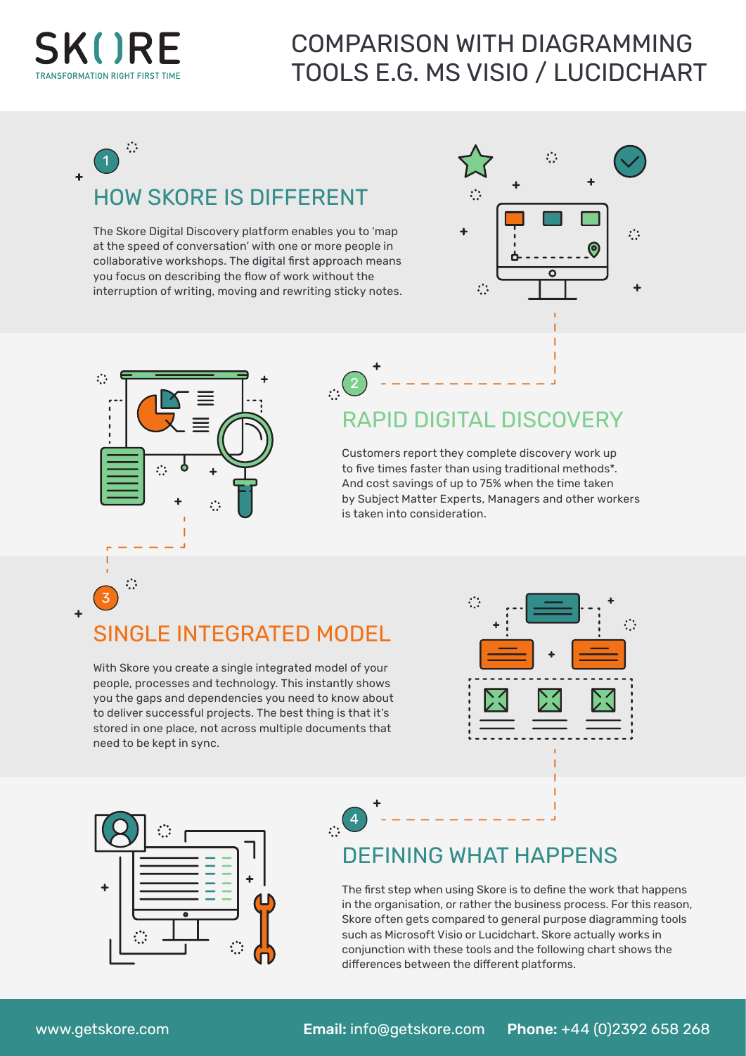SK( )RE

TRANSFORMATION RIGHT FIRST TIME

# COMPARISON WITH DIAGRAMMING TOOLS E.G. MS VISIO / LUCIDCHART

## 1 HOW SKORE IS DIFFERENT

The Skore Digital Discovery platform enables you to 'map at the speed of conversation' with one or more people in collaborative workshops. The digital first approach means you focus on describing the flow of work without the interruption of writing, moving and rewriting sticky notes.

## 2 RAPID DIGITAL DISCOVERY

Customers report they complete discovery work up to five times faster than using traditional methods*. And cost savings of up to 75% when the time taken by Subject Matter Experts, Managers and other workers is taken into consideration.

## 3 SINGLE INTEGRATED MODEL

With Skore you create a single integrated model of your people, processes and technology. This instantly shows you the gaps and dependencies you need to know about to deliver successful projects. The best thing is that it's stored in one place, not across multiple documents that need to be kept in sync.

## 4 DEFINING WHAT HAPPENS

The first step when using Skore is to define the work that happens in the organisation, or rather the business process. For this reason, Skore often gets compared to general purpose diagramming tools such as Microsoft Visio or Lucidchart. Skore actually works in conjunction with these tools and the following chart shows the differences between the different platforms.

www.getskore.com **Email:** info@getskore.com **Phone:** +44 (0)2392 658 268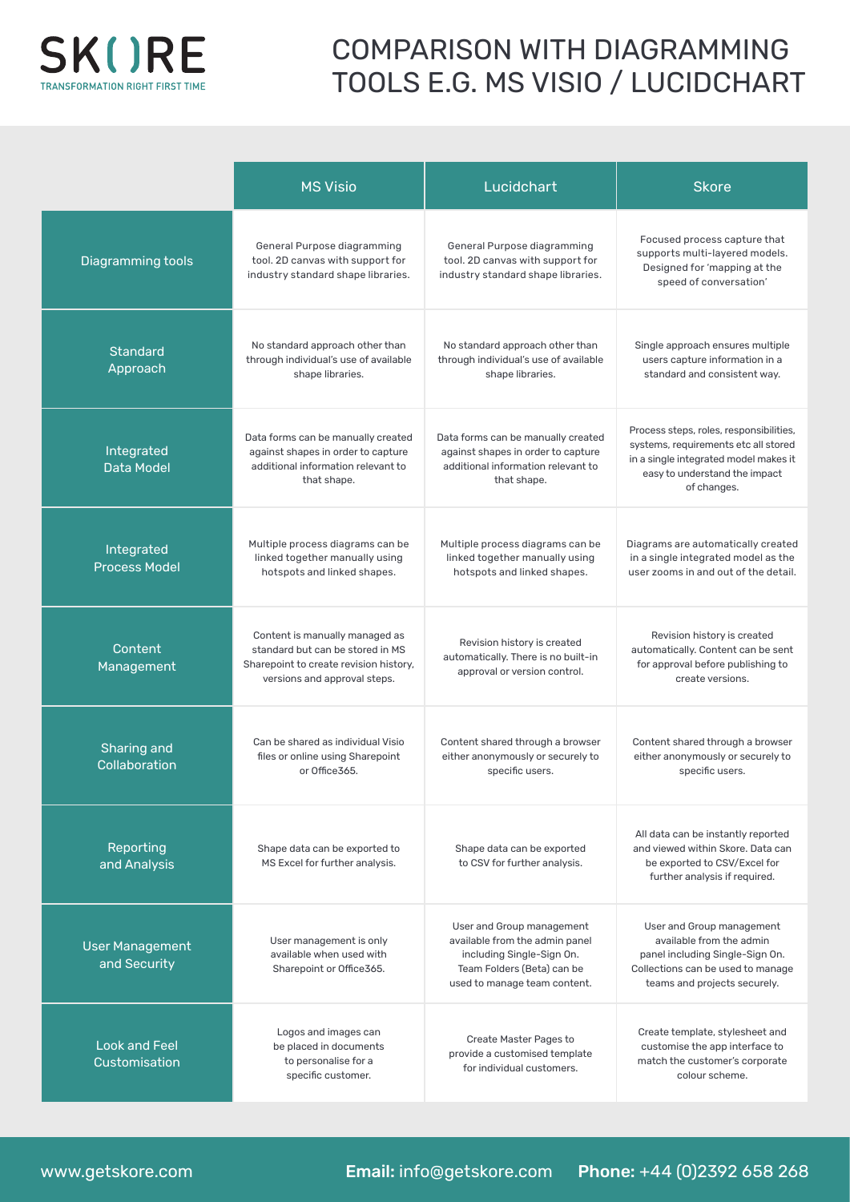SK()RE

TRANSFORMATION RIGHT FIRST TIME

# COMPARISON WITH DIAGRAMMING TOOLS E.G. MS VISIO / LUCIDCHART

| | MS Visio | Lucidchart | Skore |
|---|---|---|---|
| Diagramming tools | General Purpose diagramming tool. 2D canvas with support for industry standard shape libraries. | General Purpose diagramming tool. 2D canvas with support for industry standard shape libraries. | Focused process capture that supports multi-layered models. Designed for 'mapping at the speed of conversation' |
| Standard Approach | No standard approach other than through individual's use of available shape libraries. | No standard approach other than through individual's use of available shape libraries. | Single approach ensures multiple users capture information in a standard and consistent way. |
| Integrated Data Model | Data forms can be manually created against shapes in order to capture additional information relevant to that shape. | Data forms can be manually created against shapes in order to capture additional information relevant to that shape. | Process steps, roles, responsibilities, systems, requirements etc all stored in a single integrated model makes it easy to understand the impact of changes. |
| Integrated Process Model | Multiple process diagrams can be linked together manually using hotspots and linked shapes. | Multiple process diagrams can be linked together manually using hotspots and linked shapes. | Diagrams are automatically created in a single integrated model as the user zooms in and out of the detail. |
| Content Management | Content is manually managed as standard but can be stored in MS Sharepoint to create revision history, versions and approval steps. | Revision history is created automatically. There is no built-in approval or version control. | Revision history is created automatically. Content can be sent for approval before publishing to create versions. |
| Sharing and Collaboration | Can be shared as individual Visio files or online using Sharepoint or Office365. | Content shared through a browser either anonymously or securely to specific users. | Content shared through a browser either anonymously or securely to specific users. |
| Reporting and Analysis | Shape data can be exported to MS Excel for further analysis. | Shape data can be exported to CSV for further analysis. | All data can be instantly reported and viewed within Skore. Data can be exported to CSV/Excel for further analysis if required. |
| User Management and Security | User management is only available when used with Sharepoint or Office365. | User and Group management available from the admin panel including Single-Sign On. Team Folders (Beta) can be used to manage team content. | User and Group management available from the admin panel including Single-Sign On. Collections can be used to manage teams and projects securely. |
| Look and Feel Customisation | Logos and images can be placed in documents to personalise for a specific customer. | Create Master Pages to provide a customised template for individual customers. | Create template, stylesheet and customise the app interface to match the customer's corporate colour scheme. |

www.getskore.com **Email:** info@getskore.com **Phone:** +44 (0)2392 658 268